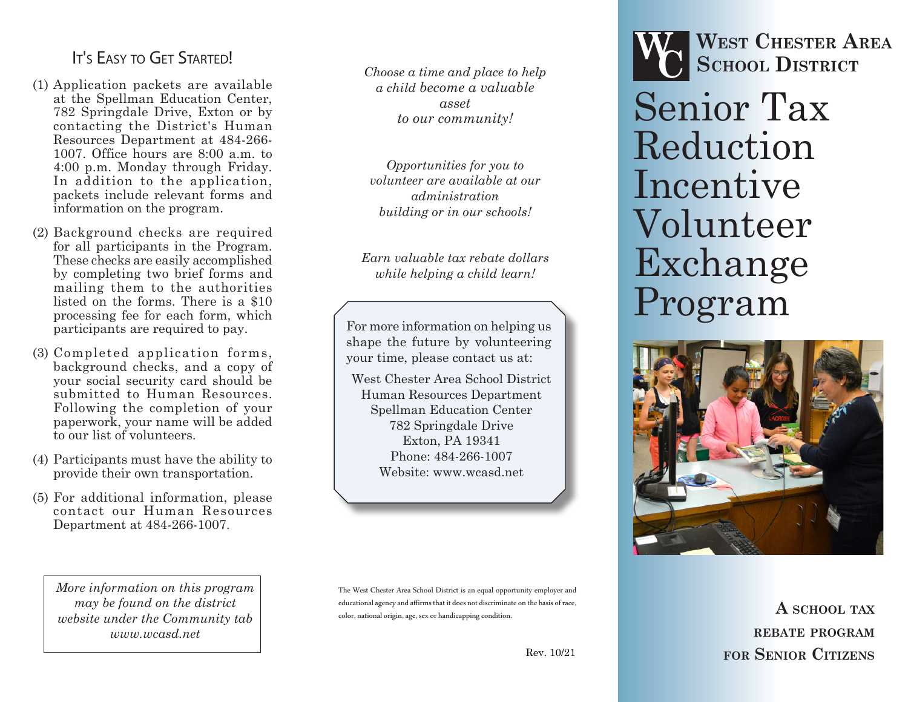# West Chester Area School District

# Senior Tax Reduction Incentive Volunteer Exchange Program

**A school tax rebate program for Senior Citizens**

## It's Easy to Get Started!

(1) Application packets are available at the Spellman Education Center, 782 Springdale Drive, Exton or by contacting the District's Human Resources Department at 484-266-1007. Office hours are 8:00 a.m. to 4:00 p.m. Monday through Friday. In addition to the application, packets include relevant forms and information on the program.

(2) Background checks are required for all participants in the Program. These checks are easily accomplished by completing two brief forms and mailing them to the authorities listed on the forms. There is a $10 processing fee for each form, which participants are required to pay.

(3) Completed application forms, background checks, and a copy of your social security card should be submitted to Human Resources. Following the completion of your paperwork, your name will be added to our list of volunteers.

(4) Participants must have the ability to provide their own transportation.

(5) For additional information, please contact our Human Resources Department at 484-266-1007.

*More information on this program may be found on the district website under the Community tab www.wcasd.net*

*Choose a time and place to help a child become a valuable asset to our community!*

*Opportunities for you to volunteer are available at our administration building or in our schools!*

*Earn valuable tax rebate dollars while helping a child learn!*

For more information on helping us shape the future by volunteering your time, please contact us at:

West Chester Area School District
Human Resources Department
Spellman Education Center
782 Springdale Drive
Exton, PA 19341
Phone: 484-266-1007
Website: www.wcasd.net

The West Chester Area School District is an equal opportunity employer and educational agency and affirms that it does not discriminate on the basis of race, color, national origin, age, sex or handicapping condition.

Rev. 10/21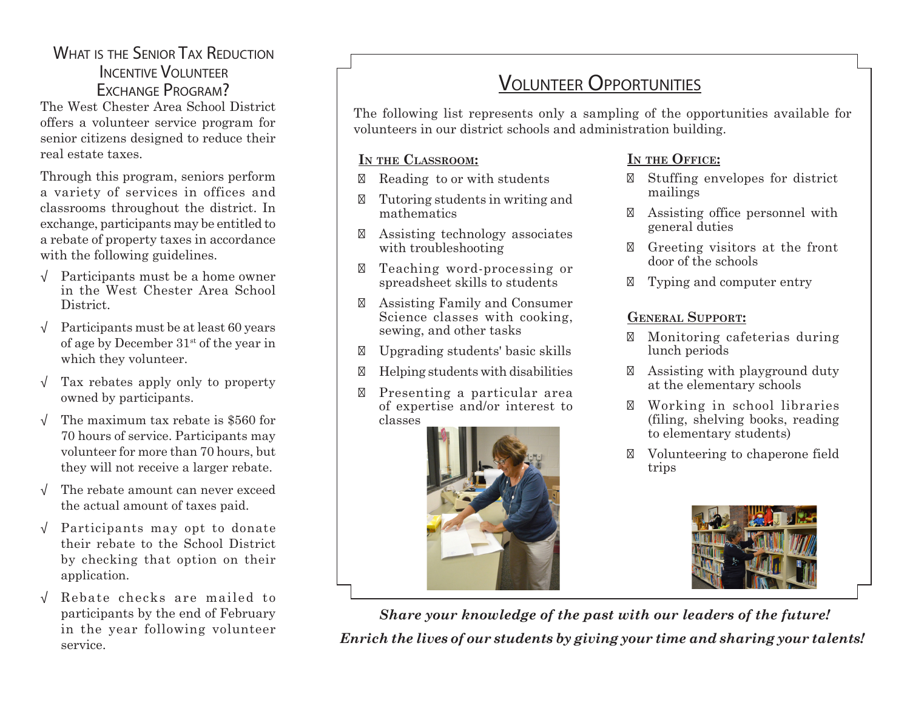## What is the Senior Tax Reduction Incentive Volunteer Exchange Program?

The West Chester Area School District offers a volunteer service program for senior citizens designed to reduce their real estate taxes.

Through this program, seniors perform a variety of services in offices and classrooms throughout the district. In exchange, participants may be entitled to a rebate of property taxes in accordance with the following guidelines.

- √ Participants must be a home owner in the West Chester Area School District.
- √ Participants must be at least 60 years of age by December 31st of the year in which they volunteer.
- √ Tax rebates apply only to property owned by participants.
- √ The maximum tax rebate is $560 for 70 hours of service. Participants may volunteer for more than 70 hours, but they will not receive a larger rebate.
- √ The rebate amount can never exceed the actual amount of taxes paid.
- √ Participants may opt to donate their rebate to the School District by checking that option on their application.
- √ Rebate checks are mailed to participants by the end of February in the year following volunteer service.

## Volunteer Opportunities

The following list represents only a sampling of the opportunities available for volunteers in our district schools and administration building.

### In the Classroom:

- Reading to or with students
- Tutoring students in writing and mathematics
- Assisting technology associates with troubleshooting
- Teaching word-processing or spreadsheet skills to students
- Assisting Family and Consumer Science classes with cooking, sewing, and other tasks
- Upgrading students' basic skills
- Helping students with disabilities
- Presenting a particular area of expertise and/or interest to classes

### In the Office:

- Stuffing envelopes for district mailings
- Assisting office personnel with general duties
- Greeting visitors at the front door of the schools
- Typing and computer entry

### General Support:

- Monitoring cafeterias during lunch periods
- Assisting with playground duty at the elementary schools
- Working in school libraries (filing, shelving books, reading to elementary students)
- Volunteering to chaperone field trips

***Share your knowledge of the past with our leaders of the future!***

***Enrich the lives of our students by giving your time and sharing your talents!***